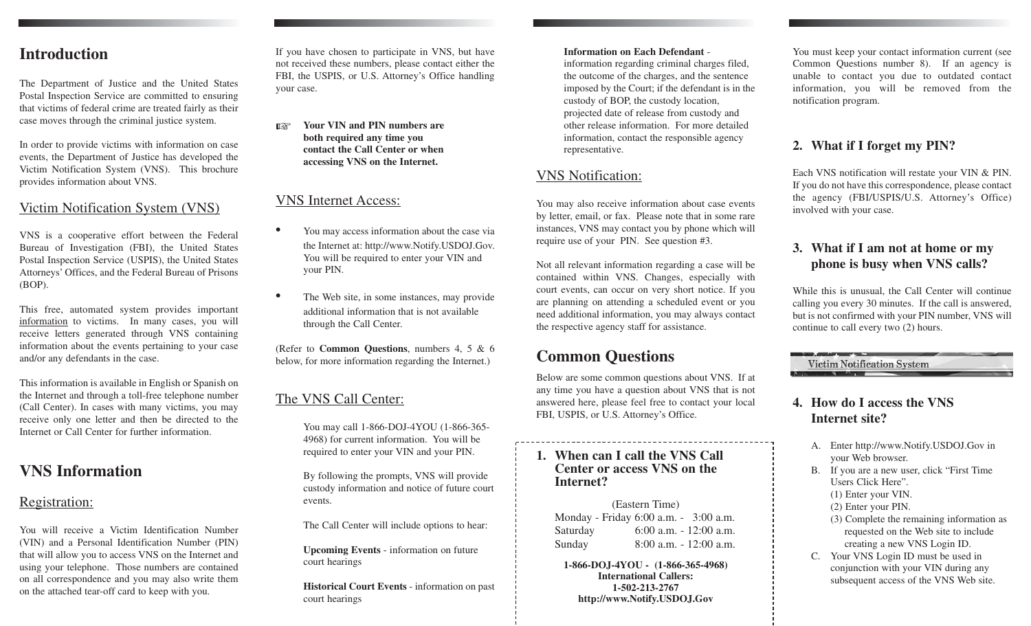# Introduction

The Department of Justice and the United States Postal Inspection Service are committed to ensuring that victims of federal crime are treated fairly as their case moves through the criminal justice system.

In order to provide victims with information on case events, the Department of Justice has developed the Victim Notification System (VNS). This brochure provides information about VNS.

## Victim Notification System (VNS)

VNS is a cooperative effort between the Federal Bureau of Investigation (FBI), the United States Postal Inspection Service (USPIS), the United States Attorneys' Offices, and the Federal Bureau of Prisons (BOP).

This free, automated system provides important information to victims. In many cases, you will receive letters generated through VNS containing information about the events pertaining to your case and/or any defendants in the case.

This information is available in English or Spanish on the Internet and through a toll-free telephone number (Call Center). In cases with many victims, you may receive only one letter and then be directed to the Internet or Call Center for further information.

# VNS Information

## Registration:

You will receive a Victim Identification Number (VIN) and a Personal Identification Number (PIN) that will allow you to access VNS on the Internet and using your telephone. Those numbers are contained on all correspondence and you may also write them on the attached tear-off card to keep with you.

If you have chosen to participate in VNS, but have not received these numbers, please contact either the FBI, the USPIS, or U.S. Attorney's Office handling your case.

☞ **Your VIN and PIN numbers are both required any time you contact the Call Center or when accessing VNS on the Internet.**

## VNS Internet Access:

- You may access information about the case via the Internet at: http://www.Notify.USDOJ.Gov. You will be required to enter your VIN and your PIN.
- The Web site, in some instances, may provide additional information that is not available through the Call Center.

(Refer to **Common Questions**, numbers 4, 5 & 6 below, for more information regarding the Internet.)

## The VNS Call Center:

You may call 1-866-DOJ-4YOU (1-866-365-4968) for current information. You will be required to enter your VIN and your PIN.

By following the prompts, VNS will provide custody information and notice of future court events.

The Call Center will include options to hear:

**Upcoming Events** - information on future court hearings

**Historical Court Events** - information on past court hearings

**Information on Each Defendant** - information regarding criminal charges filed, the outcome of the charges, and the sentence imposed by the Court; if the defendant is in the custody of BOP, the custody location, projected date of release from custody and other release information. For more detailed information, contact the responsible agency representative.

## VNS Notification:

You may also receive information about case events by letter, email, or fax. Please note that in some rare instances, VNS may contact you by phone which will require use of your PIN. See question #3.

Not all relevant information regarding a case will be contained within VNS. Changes, especially with court events, can occur on very short notice. If you are planning on attending a scheduled event or you need additional information, you may always contact the respective agency staff for assistance.

# Common Questions

Below are some common questions about VNS. If at any time you have a question about VNS that is not answered here, please feel free to contact your local FBI, USPIS, or U.S. Attorney's Office.

### 1. When can I call the VNS Call Center or access VNS on the Internet?

(Eastern Time)

| | |
|---|---|
| Monday - Friday | 6:00 a.m. - 3:00 a.m. |
| Saturday | 6:00 a.m. - 12:00 a.m. |
| Sunday | 8:00 a.m. - 12:00 a.m. |

**1-866-DOJ-4YOU - (1-866-365-4968)**
**International Callers:**
**1-502-213-2767**
**http://www.Notify.USDOJ.Gov**

You must keep your contact information current (see Common Questions number 8). If an agency is unable to contact you due to outdated contact information, you will be removed from the notification program.

### 2. What if I forget my PIN?

Each VNS notification will restate your VIN & PIN. If you do not have this correspondence, please contact the agency (FBI/USPIS/U.S. Attorney's Office) involved with your case.

### 3. What if I am not at home or my phone is busy when VNS calls?

While this is unusual, the Call Center will continue calling you every 30 minutes. If the call is answered, but is not confirmed with your PIN number, VNS will continue to call every two (2) hours.

Victim Notification System

### 4. How do I access the VNS Internet site?

A. Enter http://www.Notify.USDOJ.Gov in your Web browser.

B. If you are a new user, click "First Time Users Click Here".
   (1) Enter your VIN.
   (2) Enter your PIN.
   (3) Complete the remaining information as requested on the Web site to include creating a new VNS Login ID.

C. Your VNS Login ID must be used in conjunction with your VIN during any subsequent access of the VNS Web site.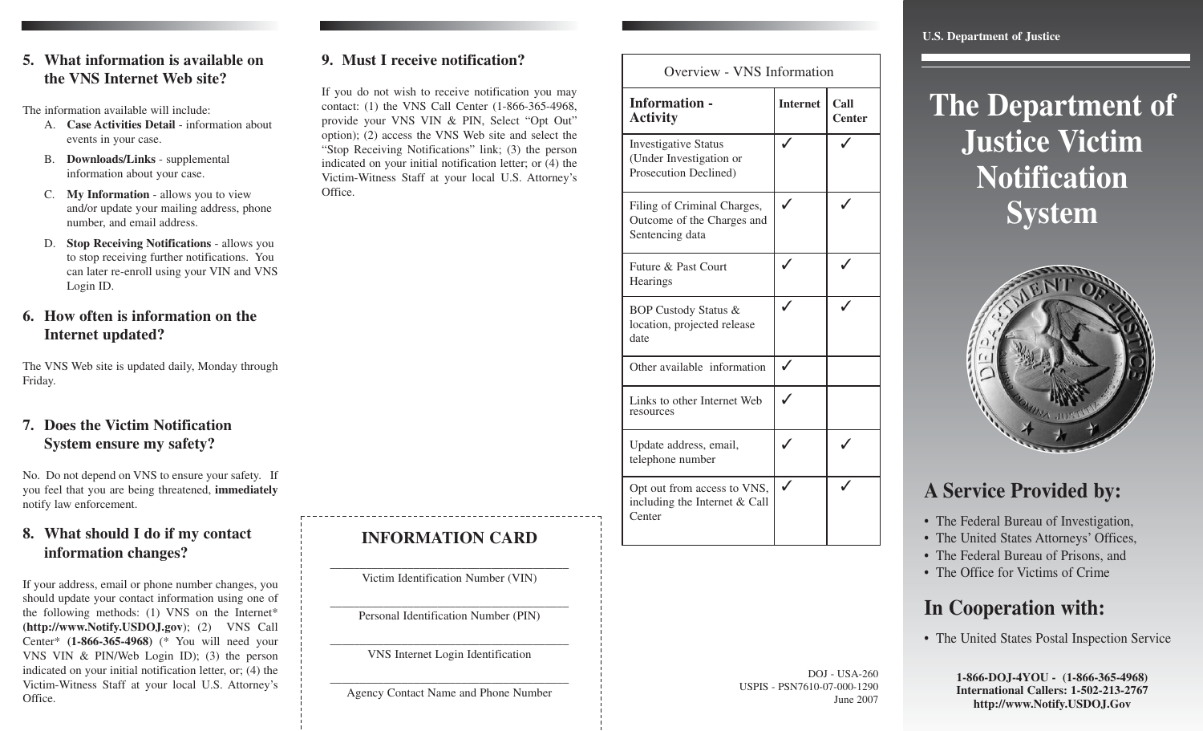## 5. What information is available on the VNS Internet Web site?

The information available will include:

A. **Case Activities Detail** - information about events in your case.

B. **Downloads/Links** - supplemental information about your case.

C. **My Information** - allows you to view and/or update your mailing address, phone number, and email address.

D. **Stop Receiving Notifications** - allows you to stop receiving further notifications. You can later re-enroll using your VIN and VNS Login ID.

## 6. How often is information on the Internet updated?

The VNS Web site is updated daily, Monday through Friday.

## 7. Does the Victim Notification System ensure my safety?

No. Do not depend on VNS to ensure your safety. If you feel that you are being threatened, **immediately** notify law enforcement.

## 8. What should I do if my contact information changes?

If your address, email or phone number changes, you should update your contact information using one of the following methods: (1) VNS on the Internet* (**http://www.Notify.USDOJ.gov**); (2) VNS Call Center* (**1-866-365-4968**) (* You will need your VNS VIN & PIN/Web Login ID); (3) the person indicated on your initial notification letter, or; (4) the Victim-Witness Staff at your local U.S. Attorney's Office.

## 9. Must I receive notification?

If you do not wish to receive notification you may contact: (1) the VNS Call Center (1-866-365-4968, provide your VNS VIN & PIN, Select "Opt Out" option); (2) access the VNS Web site and select the "Stop Receiving Notifications" link; (3) the person indicated on your initial notification letter; or (4) the Victim-Witness Staff at your local U.S. Attorney's Office.

## INFORMATION CARD

\_\_\_\_\_\_\_\_\_\_\_\_\_\_\_\_\_\_\_\_\_\_\_\_\_\_\_\_\_\_\_\_
Victim Identification Number (VIN)

\_\_\_\_\_\_\_\_\_\_\_\_\_\_\_\_\_\_\_\_\_\_\_\_\_\_\_\_\_\_\_\_
Personal Identification Number (PIN)

\_\_\_\_\_\_\_\_\_\_\_\_\_\_\_\_\_\_\_\_\_\_\_\_\_\_\_\_\_\_\_\_
VNS Internet Login Identification

\_\_\_\_\_\_\_\_\_\_\_\_\_\_\_\_\_\_\_\_\_\_\_\_\_\_\_\_\_\_\_\_
Agency Contact Name and Phone Number

Overview - VNS Information

| Information - Activity | Internet | Call Center |
|---|---|---|
| Investigative Status (Under Investigation or Prosecution Declined) | ✓ | ✓ |
| Filing of Criminal Charges, Outcome of the Charges and Sentencing data | ✓ | ✓ |
| Future & Past Court Hearings | ✓ | ✓ |
| BOP Custody Status & location, projected release date | ✓ | ✓ |
| Other available information | ✓ | |
| Links to other Internet Web resources | ✓ | |
| Update address, email, telephone number | ✓ | ✓ |
| Opt out from access to VNS, including the Internet & Call Center | ✓ | ✓ |

DOJ - USA-260
USPIS - PSN7610-07-000-1290
June 2007

**U.S. Department of Justice**

# The Department of Justice Victim Notification System

## A Service Provided by:

- The Federal Bureau of Investigation,
- The United States Attorneys' Offices,
- The Federal Bureau of Prisons, and
- The Office for Victims of Crime

## In Cooperation with:

- The United States Postal Inspection Service

**1-866-DOJ-4YOU - (1-866-365-4968)**
**International Callers: 1-502-213-2767**
**http://www.Notify.USDOJ.Gov**